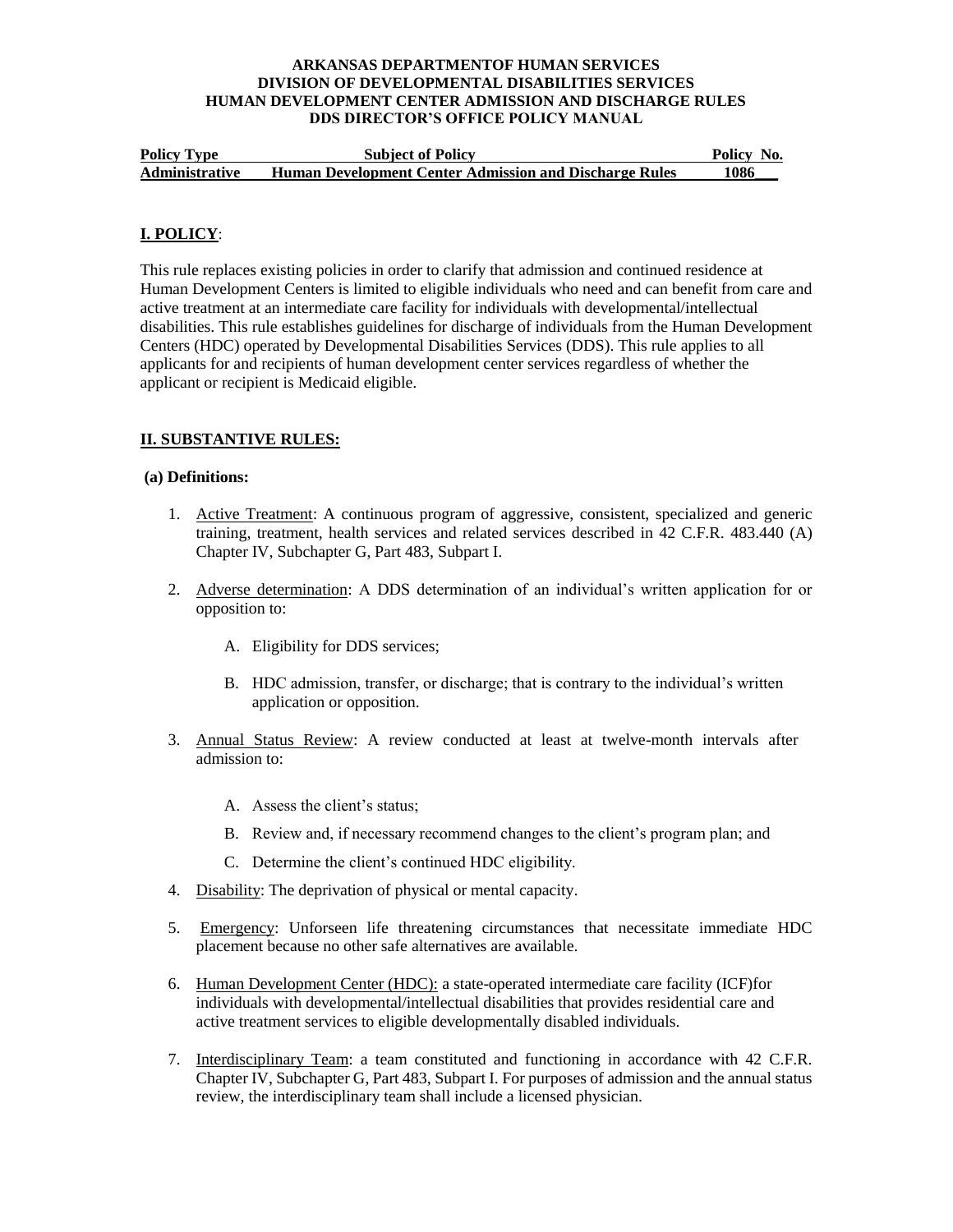**ARKANSAS DEPARTMENTOF HUMAN SERVICES**
**DIVISION OF DEVELOPMENTAL DISABILITIES SERVICES**
**HUMAN DEVELOPMENT CENTER ADMISSION AND DISCHARGE RULES**
**DDS DIRECTOR'S OFFICE POLICY MANUAL**

| Policy Type | Subject of Policy | Policy No. |
|---|---|---|
| **Administrative** | **Human Development Center Admission and Discharge Rules** | **1086___** |

## I. POLICY:

This rule replaces existing policies in order to clarify that admission and continued residence at Human Development Centers is limited to eligible individuals who need and can benefit from care and active treatment at an intermediate care facility for individuals with developmental/intellectual disabilities. This rule establishes guidelines for discharge of individuals from the Human Development Centers (HDC) operated by Developmental Disabilities Services (DDS). This rule applies to all applicants for and recipients of human development center services regardless of whether the applicant or recipient is Medicaid eligible.

## II. SUBSTANTIVE RULES:

### (a) Definitions:

1. Active Treatment: A continuous program of aggressive, consistent, specialized and generic training, treatment, health services and related services described in 42 C.F.R. 483.440 (A) Chapter IV, Subchapter G, Part 483, Subpart I.

2. Adverse determination: A DDS determination of an individual's written application for or opposition to:

   A. Eligibility for DDS services;

   B. HDC admission, transfer, or discharge; that is contrary to the individual's written application or opposition.

3. Annual Status Review: A review conducted at least at twelve-month intervals after admission to:

   A. Assess the client's status;

   B. Review and, if necessary recommend changes to the client's program plan; and

   C. Determine the client's continued HDC eligibility.

4. Disability: The deprivation of physical or mental capacity.

5. Emergency: Unforseen life threatening circumstances that necessitate immediate HDC placement because no other safe alternatives are available.

6. Human Development Center (HDC): a state-operated intermediate care facility (ICF)for individuals with developmental/intellectual disabilities that provides residential care and active treatment services to eligible developmentally disabled individuals.

7. Interdisciplinary Team: a team constituted and functioning in accordance with 42 C.F.R. Chapter IV, Subchapter G, Part 483, Subpart I. For purposes of admission and the annual status review, the interdisciplinary team shall include a licensed physician.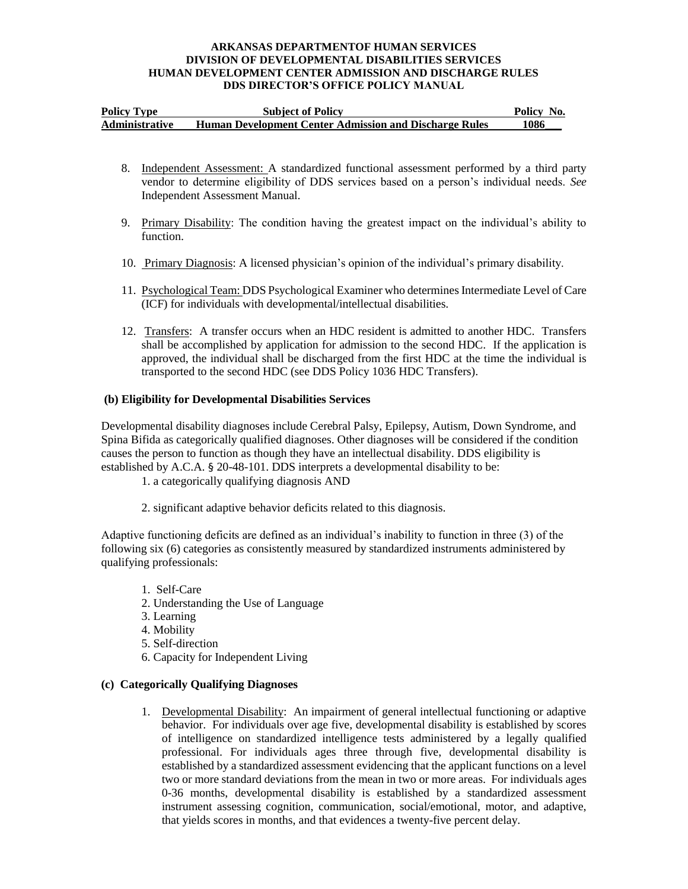8. Independent Assessment: A standardized functional assessment performed by a third party vendor to determine eligibility of DDS services based on a person's individual needs. *See* Independent Assessment Manual.

9. Primary Disability: The condition having the greatest impact on the individual's ability to function.

10. Primary Diagnosis: A licensed physician's opinion of the individual's primary disability.

11. Psychological Team: DDS Psychological Examiner who determines Intermediate Level of Care (ICF) for individuals with developmental/intellectual disabilities.

12. Transfers: A transfer occurs when an HDC resident is admitted to another HDC. Transfers shall be accomplished by application for admission to the second HDC. If the application is approved, the individual shall be discharged from the first HDC at the time the individual is transported to the second HDC (see DDS Policy 1036 HDC Transfers).

**(b) Eligibility for Developmental Disabilities Services**

Developmental disability diagnoses include Cerebral Palsy, Epilepsy, Autism, Down Syndrome, and Spina Bifida as categorically qualified diagnoses. Other diagnoses will be considered if the condition causes the person to function as though they have an intellectual disability. DDS eligibility is established by A.C.A. § 20-48-101. DDS interprets a developmental disability to be:

1. a categorically qualifying diagnosis AND

2. significant adaptive behavior deficits related to this diagnosis.

Adaptive functioning deficits are defined as an individual's inability to function in three (3) of the following six (6) categories as consistently measured by standardized instruments administered by qualifying professionals:

1. Self-Care
2. Understanding the Use of Language
3. Learning
4. Mobility
5. Self-direction
6. Capacity for Independent Living

**(c) Categorically Qualifying Diagnoses**

1. Developmental Disability: An impairment of general intellectual functioning or adaptive behavior. For individuals over age five, developmental disability is established by scores of intelligence on standardized intelligence tests administered by a legally qualified professional. For individuals ages three through five, developmental disability is established by a standardized assessment evidencing that the applicant functions on a level two or more standard deviations from the mean in two or more areas. For individuals ages 0-36 months, developmental disability is established by a standardized assessment instrument assessing cognition, communication, social/emotional, motor, and adaptive, that yields scores in months, and that evidences a twenty-five percent delay.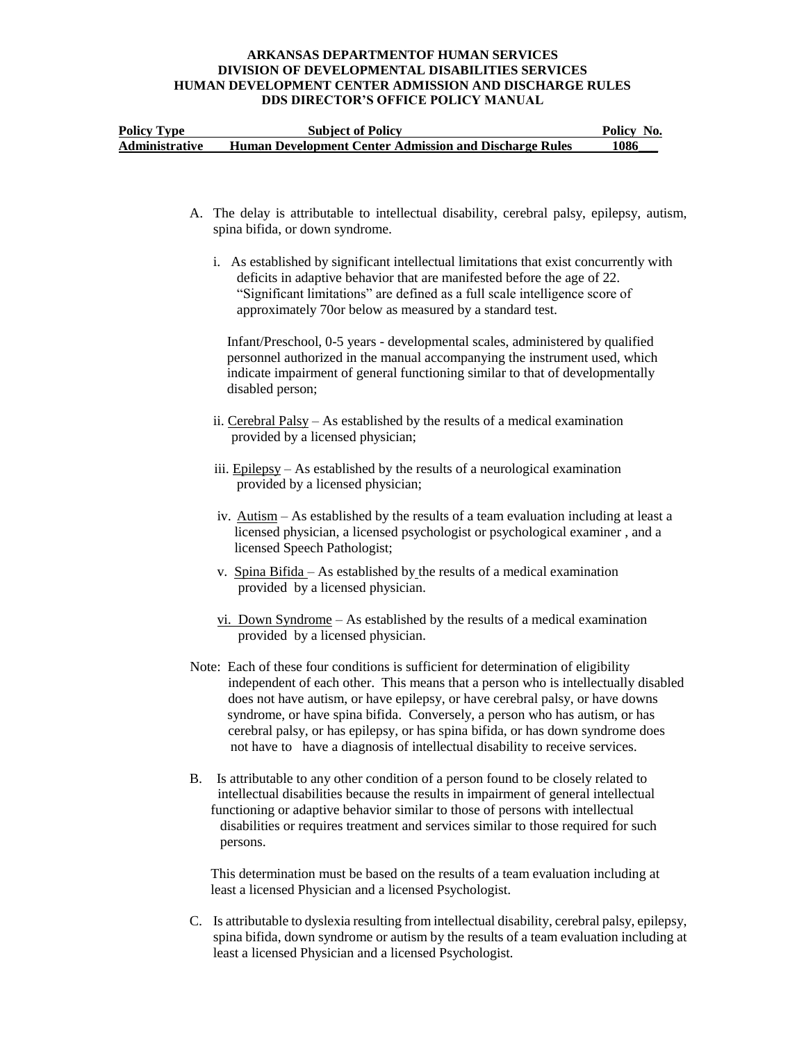A. The delay is attributable to intellectual disability, cerebral palsy, epilepsy, autism, spina bifida, or down syndrome.

   i. As established by significant intellectual limitations that exist concurrently with deficits in adaptive behavior that are manifested before the age of 22. "Significant limitations" are defined as a full scale intelligence score of approximately 70or below as measured by a standard test.

      Infant/Preschool, 0-5 years - developmental scales, administered by qualified personnel authorized in the manual accompanying the instrument used, which indicate impairment of general functioning similar to that of developmentally disabled person;

   ii. Cerebral Palsy – As established by the results of a medical examination provided by a licensed physician;

   iii. Epilepsy – As established by the results of a neurological examination provided by a licensed physician;

   iv. Autism – As established by the results of a team evaluation including at least a licensed physician, a licensed psychologist or psychological examiner , and a licensed Speech Pathologist;

   v. Spina Bifida – As established by the results of a medical examination provided by a licensed physician.

   vi. Down Syndrome – As established by the results of a medical examination provided by a licensed physician.

Note: Each of these four conditions is sufficient for determination of eligibility independent of each other. This means that a person who is intellectually disabled does not have autism, or have epilepsy, or have cerebral palsy, or have downs syndrome, or have spina bifida. Conversely, a person who has autism, or has cerebral palsy, or has epilepsy, or has spina bifida, or has down syndrome does not have to have a diagnosis of intellectual disability to receive services.

B. Is attributable to any other condition of a person found to be closely related to intellectual disabilities because the results in impairment of general intellectual functioning or adaptive behavior similar to those of persons with intellectual disabilities or requires treatment and services similar to those required for such persons.

   This determination must be based on the results of a team evaluation including at least a licensed Physician and a licensed Psychologist.

C. Is attributable to dyslexia resulting from intellectual disability, cerebral palsy, epilepsy, spina bifida, down syndrome or autism by the results of a team evaluation including at least a licensed Physician and a licensed Psychologist.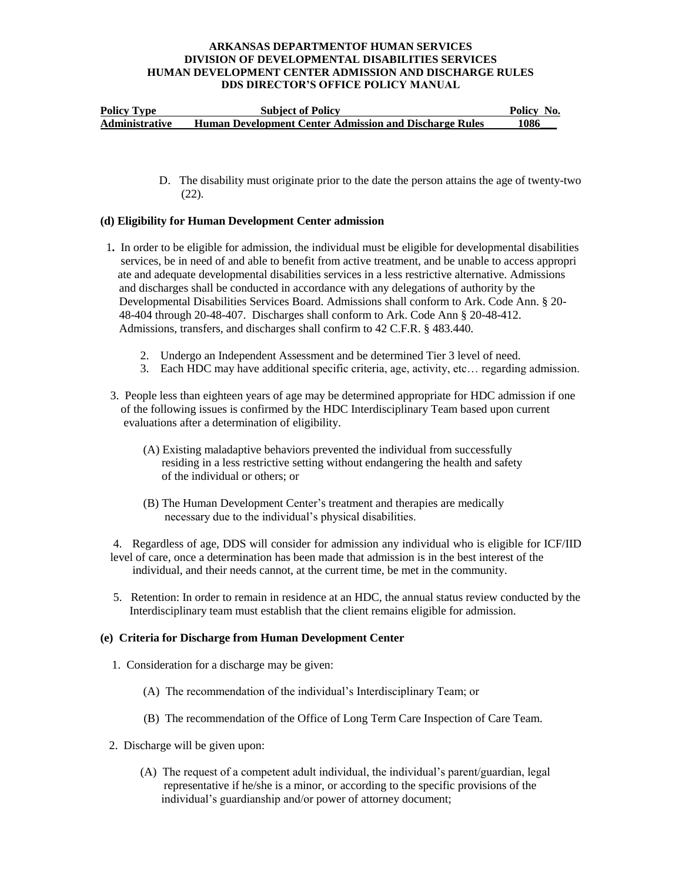D. The disability must originate prior to the date the person attains the age of twenty-two (22).

**(d) Eligibility for Human Development Center admission**

1. In order to be eligible for admission, the individual must be eligible for developmental disabilities services, be in need of and able to benefit from active treatment, and be unable to access appropri ate and adequate developmental disabilities services in a less restrictive alternative. Admissions and discharges shall be conducted in accordance with any delegations of authority by the Developmental Disabilities Services Board. Admissions shall conform to Ark. Code Ann. § 20-48-404 through 20-48-407. Discharges shall conform to Ark. Code Ann § 20-48-412. Admissions, transfers, and discharges shall confirm to 42 C.F.R. § 483.440.

   2. Undergo an Independent Assessment and be determined Tier 3 level of need.
   3. Each HDC may have additional specific criteria, age, activity, etc… regarding admission.

3. People less than eighteen years of age may be determined appropriate for HDC admission if one of the following issues is confirmed by the HDC Interdisciplinary Team based upon current evaluations after a determination of eligibility.

   (A) Existing maladaptive behaviors prevented the individual from successfully residing in a less restrictive setting without endangering the health and safety of the individual or others; or

   (B) The Human Development Center's treatment and therapies are medically necessary due to the individual's physical disabilities.

4. Regardless of age, DDS will consider for admission any individual who is eligible for ICF/IID level of care, once a determination has been made that admission is in the best interest of the individual, and their needs cannot, at the current time, be met in the community.

5. Retention: In order to remain in residence at an HDC, the annual status review conducted by the Interdisciplinary team must establish that the client remains eligible for admission.

**(e) Criteria for Discharge from Human Development Center**

1. Consideration for a discharge may be given:

   (A) The recommendation of the individual's Interdisciplinary Team; or

   (B) The recommendation of the Office of Long Term Care Inspection of Care Team.

2. Discharge will be given upon:

   (A) The request of a competent adult individual, the individual's parent/guardian, legal representative if he/she is a minor, or according to the specific provisions of the individual's guardianship and/or power of attorney document;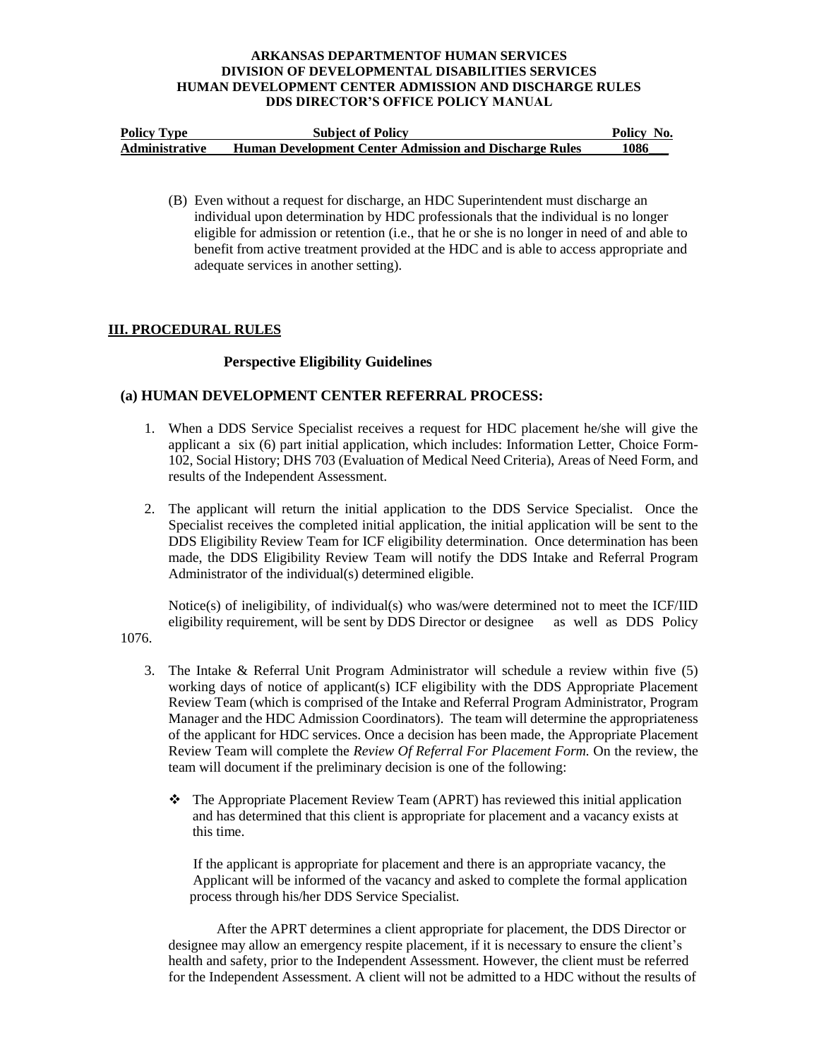(B) Even without a request for discharge, an HDC Superintendent must discharge an individual upon determination by HDC professionals that the individual is no longer eligible for admission or retention (i.e., that he or she is no longer in need of and able to benefit from active treatment provided at the HDC and is able to access appropriate and adequate services in another setting).

## III. PROCEDURAL RULES

### Perspective Eligibility Guidelines

### (a) HUMAN DEVELOPMENT CENTER REFERRAL PROCESS:

1. When a DDS Service Specialist receives a request for HDC placement he/she will give the applicant a six (6) part initial application, which includes: Information Letter, Choice Form-102, Social History; DHS 703 (Evaluation of Medical Need Criteria), Areas of Need Form, and results of the Independent Assessment.

2. The applicant will return the initial application to the DDS Service Specialist. Once the Specialist receives the completed initial application, the initial application will be sent to the DDS Eligibility Review Team for ICF eligibility determination. Once determination has been made, the DDS Eligibility Review Team will notify the DDS Intake and Referral Program Administrator of the individual(s) determined eligible.

   Notice(s) of ineligibility, of individual(s) who was/were determined not to meet the ICF/IID eligibility requirement, will be sent by DDS Director or designee as well as DDS Policy 1076.

3. The Intake & Referral Unit Program Administrator will schedule a review within five (5) working days of notice of applicant(s) ICF eligibility with the DDS Appropriate Placement Review Team (which is comprised of the Intake and Referral Program Administrator, Program Manager and the HDC Admission Coordinators). The team will determine the appropriateness of the applicant for HDC services. Once a decision has been made, the Appropriate Placement Review Team will complete the *Review Of Referral For Placement Form.* On the review, the team will document if the preliminary decision is one of the following:

   - The Appropriate Placement Review Team (APRT) has reviewed this initial application and has determined that this client is appropriate for placement and a vacancy exists at this time.

     If the applicant is appropriate for placement and there is an appropriate vacancy, the Applicant will be informed of the vacancy and asked to complete the formal application process through his/her DDS Service Specialist.

     After the APRT determines a client appropriate for placement, the DDS Director or designee may allow an emergency respite placement, if it is necessary to ensure the client's health and safety, prior to the Independent Assessment. However, the client must be referred for the Independent Assessment. A client will not be admitted to a HDC without the results of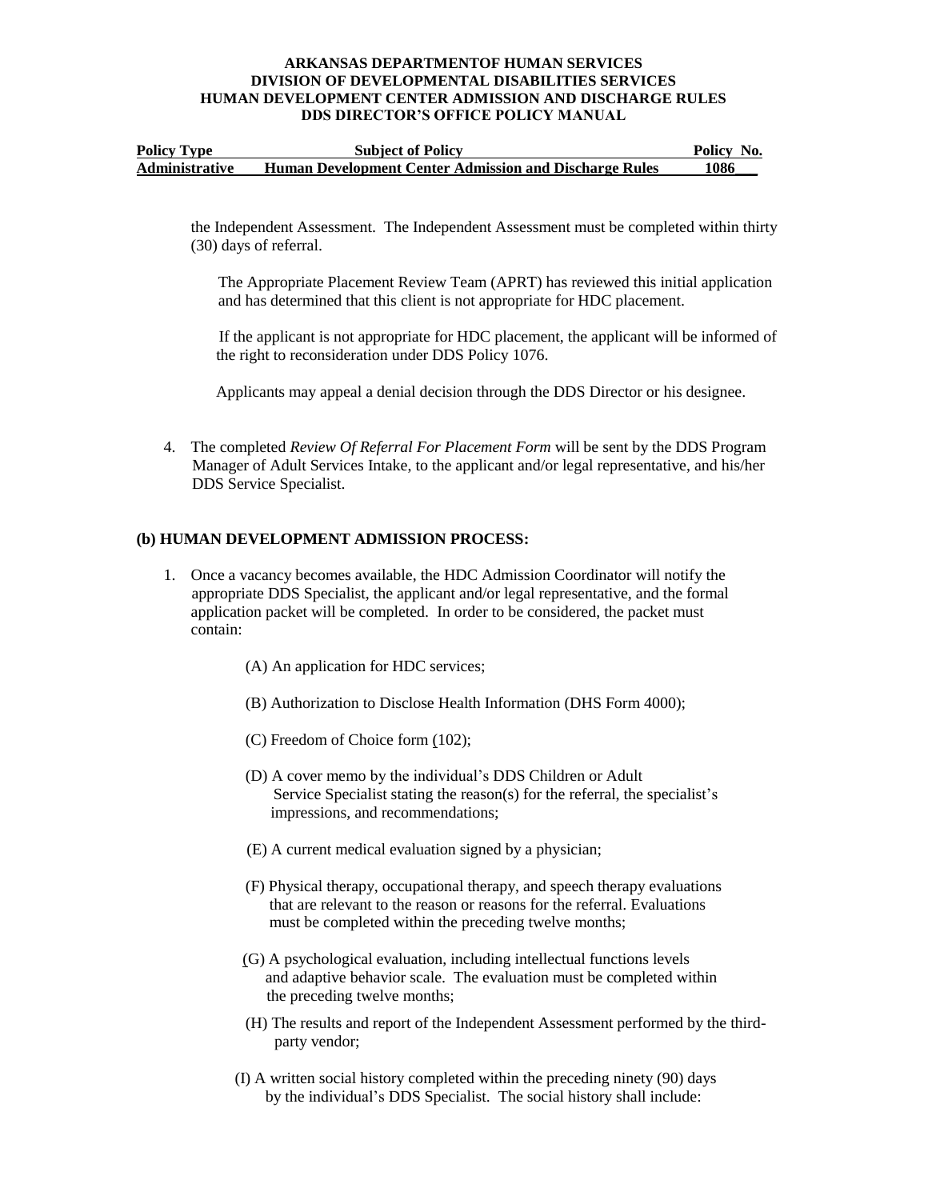the Independent Assessment. The Independent Assessment must be completed within thirty (30) days of referral.

The Appropriate Placement Review Team (APRT) has reviewed this initial application and has determined that this client is not appropriate for HDC placement.

If the applicant is not appropriate for HDC placement, the applicant will be informed of the right to reconsideration under DDS Policy 1076.

Applicants may appeal a denial decision through the DDS Director or his designee.

4. The completed *Review Of Referral For Placement Form* will be sent by the DDS Program Manager of Adult Services Intake, to the applicant and/or legal representative, and his/her DDS Service Specialist.

**(b) HUMAN DEVELOPMENT ADMISSION PROCESS:**

1. Once a vacancy becomes available, the HDC Admission Coordinator will notify the appropriate DDS Specialist, the applicant and/or legal representative, and the formal application packet will be completed. In order to be considered, the packet must contain:

   (A) An application for HDC services;

   (B) Authorization to Disclose Health Information (DHS Form 4000);

   (C) Freedom of Choice form (102);

   (D) A cover memo by the individual's DDS Children or Adult Service Specialist stating the reason(s) for the referral, the specialist's impressions, and recommendations;

   (E) A current medical evaluation signed by a physician;

   (F) Physical therapy, occupational therapy, and speech therapy evaluations that are relevant to the reason or reasons for the referral. Evaluations must be completed within the preceding twelve months;

   (G) A psychological evaluation, including intellectual functions levels and adaptive behavior scale. The evaluation must be completed within the preceding twelve months;

   (H) The results and report of the Independent Assessment performed by the third-party vendor;

   (I) A written social history completed within the preceding ninety (90) days by the individual's DDS Specialist. The social history shall include: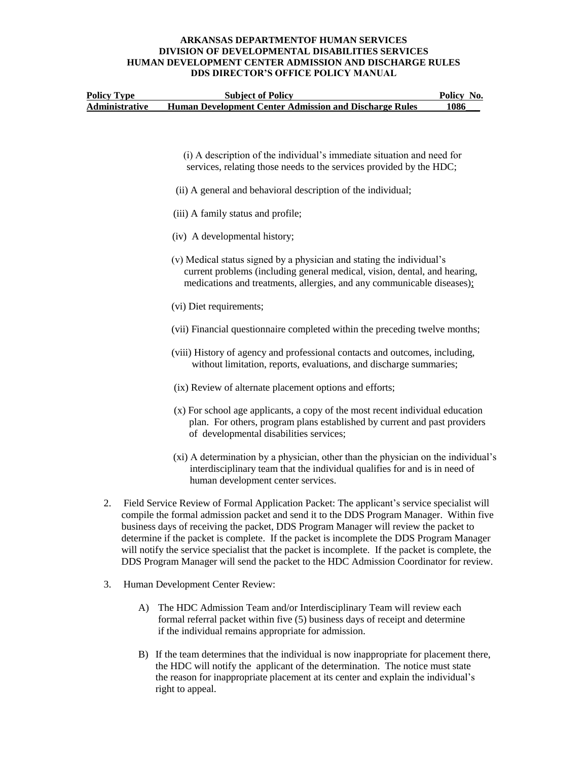**ARKANSAS DEPARTMENTOF HUMAN SERVICES**
**DIVISION OF DEVELOPMENTAL DISABILITIES SERVICES**
**HUMAN DEVELOPMENT CENTER ADMISSION AND DISCHARGE RULES**
**DDS DIRECTOR'S OFFICE POLICY MANUAL**

| Policy Type | Subject of Policy | Policy No. |
|---|---|---|
| Administrative | Human Development Center Admission and Discharge Rules | 1086 |

(i) A description of the individual's immediate situation and need for services, relating those needs to the services provided by the HDC;

(ii) A general and behavioral description of the individual;

(iii) A family status and profile;

(iv) A developmental history;

(v) Medical status signed by a physician and stating the individual's current problems (including general medical, vision, dental, and hearing, medications and treatments, allergies, and any communicable diseases);

(vi) Diet requirements;

(vii) Financial questionnaire completed within the preceding twelve months;

(viii) History of agency and professional contacts and outcomes, including, without limitation, reports, evaluations, and discharge summaries;

(ix) Review of alternate placement options and efforts;

(x) For school age applicants, a copy of the most recent individual education plan. For others, program plans established by current and past providers of developmental disabilities services;

(xi) A determination by a physician, other than the physician on the individual's interdisciplinary team that the individual qualifies for and is in need of human development center services.

2. Field Service Review of Formal Application Packet: The applicant's service specialist will compile the formal admission packet and send it to the DDS Program Manager. Within five business days of receiving the packet, DDS Program Manager will review the packet to determine if the packet is complete. If the packet is incomplete the DDS Program Manager will notify the service specialist that the packet is incomplete. If the packet is complete, the DDS Program Manager will send the packet to the HDC Admission Coordinator for review.

3. Human Development Center Review:

   A) The HDC Admission Team and/or Interdisciplinary Team will review each formal referral packet within five (5) business days of receipt and determine if the individual remains appropriate for admission.

   B) If the team determines that the individual is now inappropriate for placement there, the HDC will notify the applicant of the determination. The notice must state the reason for inappropriate placement at its center and explain the individual's right to appeal.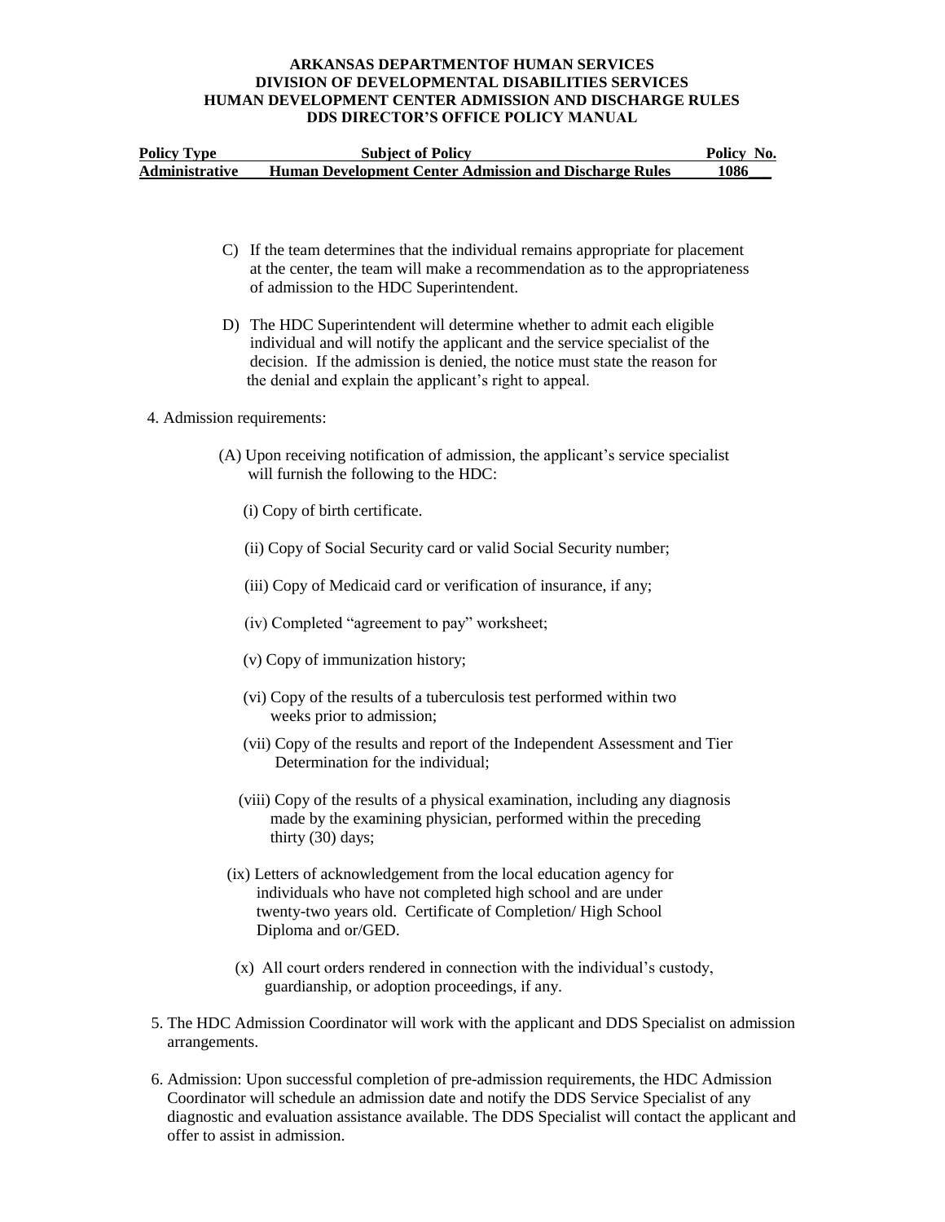C) If the team determines that the individual remains appropriate for placement at the center, the team will make a recommendation as to the appropriateness of admission to the HDC Superintendent.

D) The HDC Superintendent will determine whether to admit each eligible individual and will notify the applicant and the service specialist of the decision. If the admission is denied, the notice must state the reason for the denial and explain the applicant's right to appeal.

4. Admission requirements:

(A) Upon receiving notification of admission, the applicant's service specialist will furnish the following to the HDC:

(i) Copy of birth certificate.

(ii) Copy of Social Security card or valid Social Security number;

(iii) Copy of Medicaid card or verification of insurance, if any;

(iv) Completed "agreement to pay" worksheet;

(v) Copy of immunization history;

(vi) Copy of the results of a tuberculosis test performed within two weeks prior to admission;

(vii) Copy of the results and report of the Independent Assessment and Tier Determination for the individual;

(viii) Copy of the results of a physical examination, including any diagnosis made by the examining physician, performed within the preceding thirty (30) days;

(ix) Letters of acknowledgement from the local education agency for individuals who have not completed high school and are under twenty-two years old. Certificate of Completion/ High School Diploma and or/GED.

(x) All court orders rendered in connection with the individual's custody, guardianship, or adoption proceedings, if any.

5. The HDC Admission Coordinator will work with the applicant and DDS Specialist on admission arrangements.

6. Admission: Upon successful completion of pre-admission requirements, the HDC Admission Coordinator will schedule an admission date and notify the DDS Service Specialist of any diagnostic and evaluation assistance available. The DDS Specialist will contact the applicant and offer to assist in admission.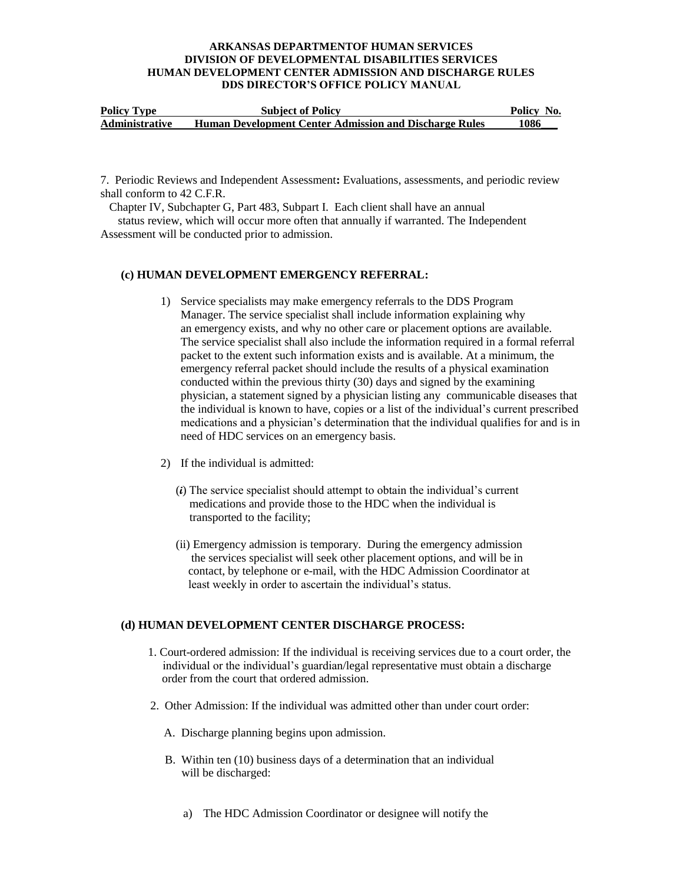7. Periodic Reviews and Independent Assessment**:** Evaluations, assessments, and periodic review shall conform to 42 C.F.R. Chapter IV, Subchapter G, Part 483, Subpart I. Each client shall have an annual status review, which will occur more often that annually if warranted. The Independent Assessment will be conducted prior to admission.

### (c) HUMAN DEVELOPMENT EMERGENCY REFERRAL:

1) Service specialists may make emergency referrals to the DDS Program Manager. The service specialist shall include information explaining why an emergency exists, and why no other care or placement options are available. The service specialist shall also include the information required in a formal referral packet to the extent such information exists and is available. At a minimum, the emergency referral packet should include the results of a physical examination conducted within the previous thirty (30) days and signed by the examining physician, a statement signed by a physician listing any communicable diseases that the individual is known to have, copies or a list of the individual's current prescribed medications and a physician's determination that the individual qualifies for and is in need of HDC services on an emergency basis.

2) If the individual is admitted:

   (*i*) The service specialist should attempt to obtain the individual's current medications and provide those to the HDC when the individual is transported to the facility;

   (ii) Emergency admission is temporary. During the emergency admission the services specialist will seek other placement options, and will be in contact, by telephone or e-mail, with the HDC Admission Coordinator at least weekly in order to ascertain the individual's status.

### (d) HUMAN DEVELOPMENT CENTER DISCHARGE PROCESS:

1. Court-ordered admission: If the individual is receiving services due to a court order, the individual or the individual's guardian/legal representative must obtain a discharge order from the court that ordered admission.

2. Other Admission: If the individual was admitted other than under court order:

   A. Discharge planning begins upon admission.

   B. Within ten (10) business days of a determination that an individual will be discharged:

      a) The HDC Admission Coordinator or designee will notify the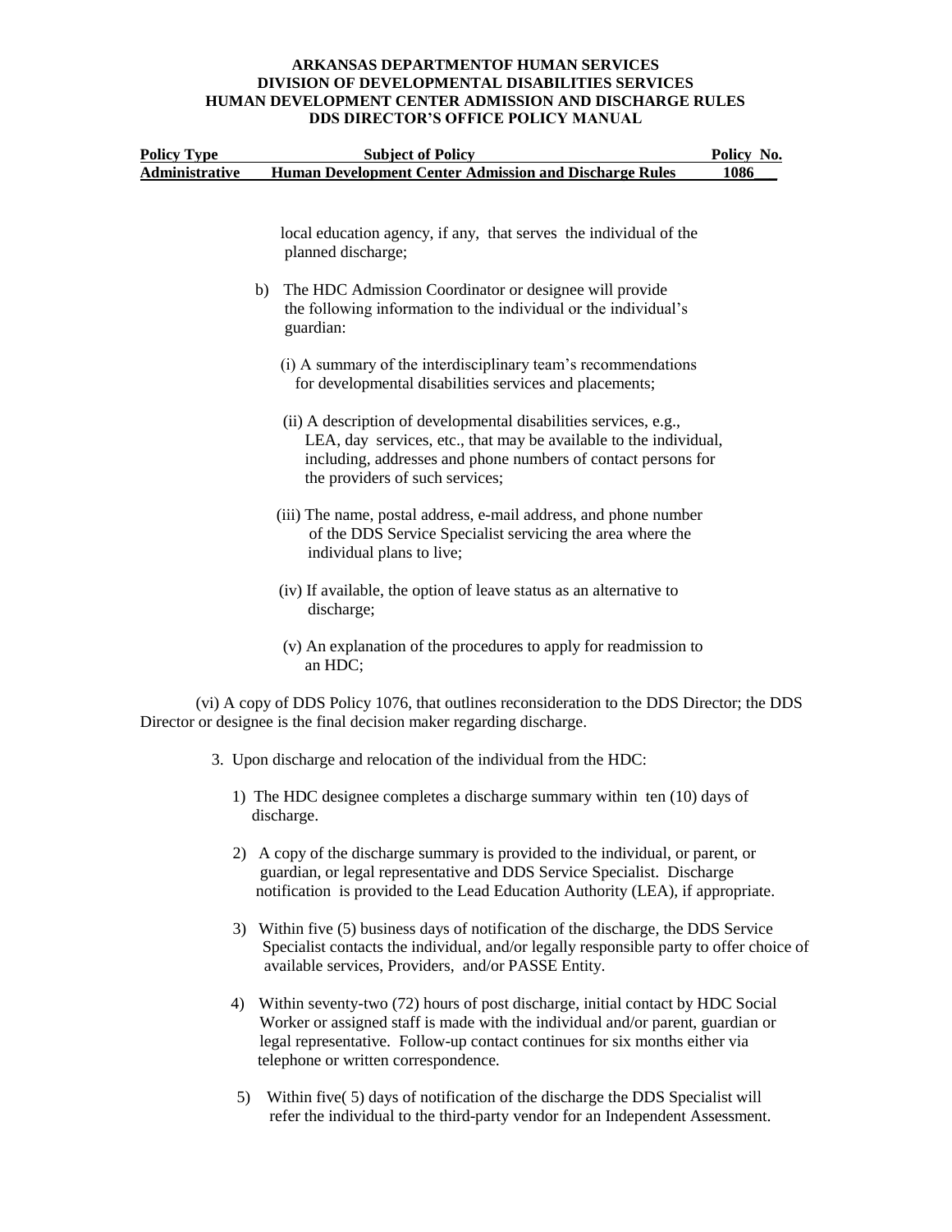local education agency, if any, that serves the individual of the planned discharge;

b) The HDC Admission Coordinator or designee will provide the following information to the individual or the individual's guardian:

(i) A summary of the interdisciplinary team's recommendations for developmental disabilities services and placements;

(ii) A description of developmental disabilities services, e.g., LEA, day services, etc., that may be available to the individual, including, addresses and phone numbers of contact persons for the providers of such services;

(iii) The name, postal address, e-mail address, and phone number of the DDS Service Specialist servicing the area where the individual plans to live;

(iv) If available, the option of leave status as an alternative to discharge;

(v) An explanation of the procedures to apply for readmission to an HDC;

(vi) A copy of DDS Policy 1076, that outlines reconsideration to the DDS Director; the DDS Director or designee is the final decision maker regarding discharge.

3. Upon discharge and relocation of the individual from the HDC:

1) The HDC designee completes a discharge summary within ten (10) days of discharge.

2) A copy of the discharge summary is provided to the individual, or parent, or guardian, or legal representative and DDS Service Specialist. Discharge notification is provided to the Lead Education Authority (LEA), if appropriate.

3) Within five (5) business days of notification of the discharge, the DDS Service Specialist contacts the individual, and/or legally responsible party to offer choice of available services, Providers, and/or PASSE Entity.

4) Within seventy-two (72) hours of post discharge, initial contact by HDC Social Worker or assigned staff is made with the individual and/or parent, guardian or legal representative. Follow-up contact continues for six months either via telephone or written correspondence.

5) Within five( 5) days of notification of the discharge the DDS Specialist will refer the individual to the third-party vendor for an Independent Assessment.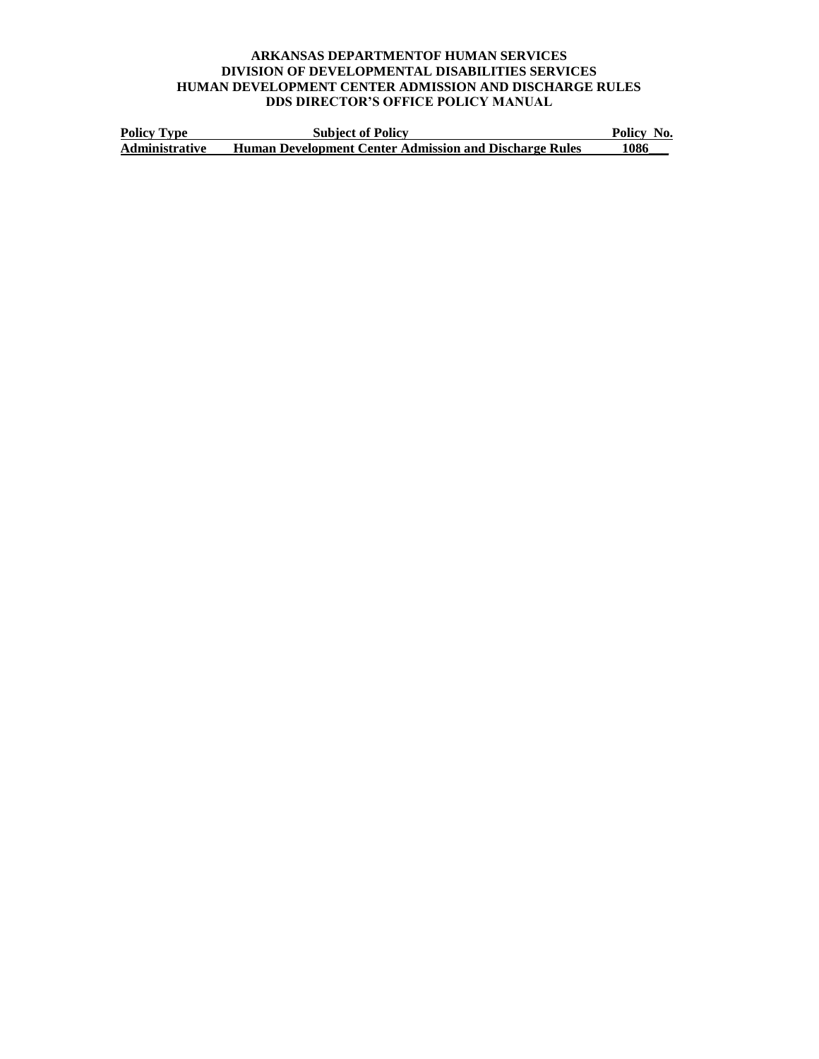**ARKANSAS DEPARTMENTOF HUMAN SERVICES**
**DIVISION OF DEVELOPMENTAL DISABILITIES SERVICES**
**HUMAN DEVELOPMENT CENTER ADMISSION AND DISCHARGE RULES**
**DDS DIRECTOR'S OFFICE POLICY MANUAL**

| Policy Type | Subject of Policy | Policy No. |
|---|---|---|
| **Administrative** | **Human Development Center Admission and Discharge Rules** | **1086___** |